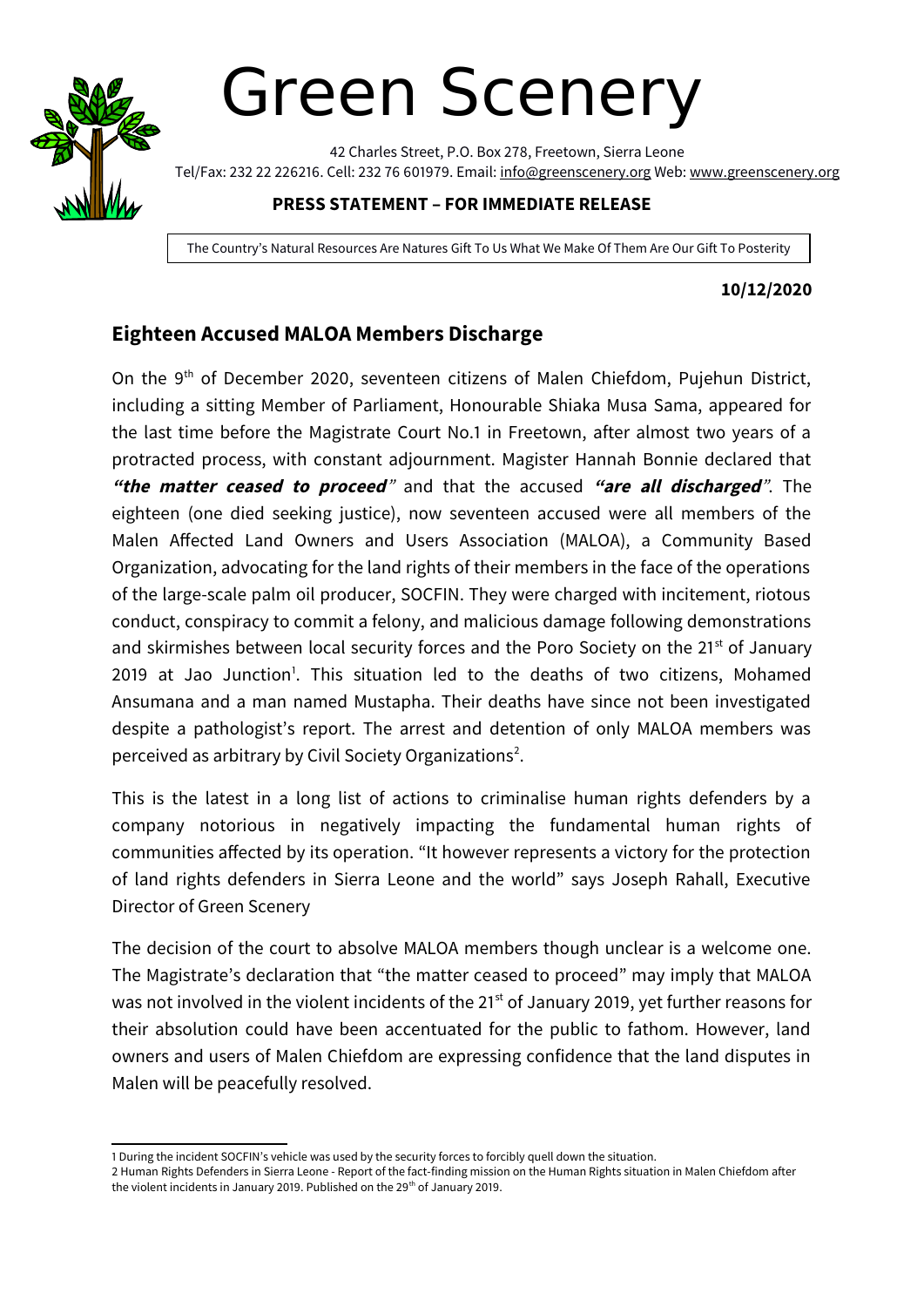# Green Scenery

42 Charles Street, P.O. Box 278, Freetown, Sierra Leone
Tel/Fax: 232 22 226216. Cell: 232 76 601979. Email: info@greenscenery.org Web: www.greenscenery.org

**PRESS STATEMENT – FOR IMMEDIATE RELEASE**

The Country's Natural Resources Are Natures Gift To Us What We Make Of Them Are Our Gift To Posterity

**10/12/2020**

## Eighteen Accused MALOA Members Discharge

On the 9th of December 2020, seventeen citizens of Malen Chiefdom, Pujehun District, including a sitting Member of Parliament, Honourable Shiaka Musa Sama, appeared for the last time before the Magistrate Court No.1 in Freetown, after almost two years of a protracted process, with constant adjournment. Magister Hannah Bonnie declared that ***"the matter ceased to proceed"*** and that the accused ***"are all discharged"***. The eighteen (one died seeking justice), now seventeen accused were all members of the Malen Affected Land Owners and Users Association (MALOA), a Community Based Organization, advocating for the land rights of their members in the face of the operations of the large-scale palm oil producer, SOCFIN. They were charged with incitement, riotous conduct, conspiracy to commit a felony, and malicious damage following demonstrations and skirmishes between local security forces and the Poro Society on the 21st of January 2019 at Jao Junction[1]. This situation led to the deaths of two citizens, Mohamed Ansumana and a man named Mustapha. Their deaths have since not been investigated despite a pathologist's report. The arrest and detention of only MALOA members was perceived as arbitrary by Civil Society Organizations[2].

This is the latest in a long list of actions to criminalise human rights defenders by a company notorious in negatively impacting the fundamental human rights of communities affected by its operation. "It however represents a victory for the protection of land rights defenders in Sierra Leone and the world" says Joseph Rahall, Executive Director of Green Scenery

The decision of the court to absolve MALOA members though unclear is a welcome one. The Magistrate's declaration that "the matter ceased to proceed" may imply that MALOA was not involved in the violent incidents of the 21st of January 2019, yet further reasons for their absolution could have been accentuated for the public to fathom. However, land owners and users of Malen Chiefdom are expressing confidence that the land disputes in Malen will be peacefully resolved.

---

1 During the incident SOCFIN's vehicle was used by the security forces to forcibly quell down the situation.

2 Human Rights Defenders in Sierra Leone - Report of the fact-finding mission on the Human Rights situation in Malen Chiefdom after the violent incidents in January 2019. Published on the 29th of January 2019.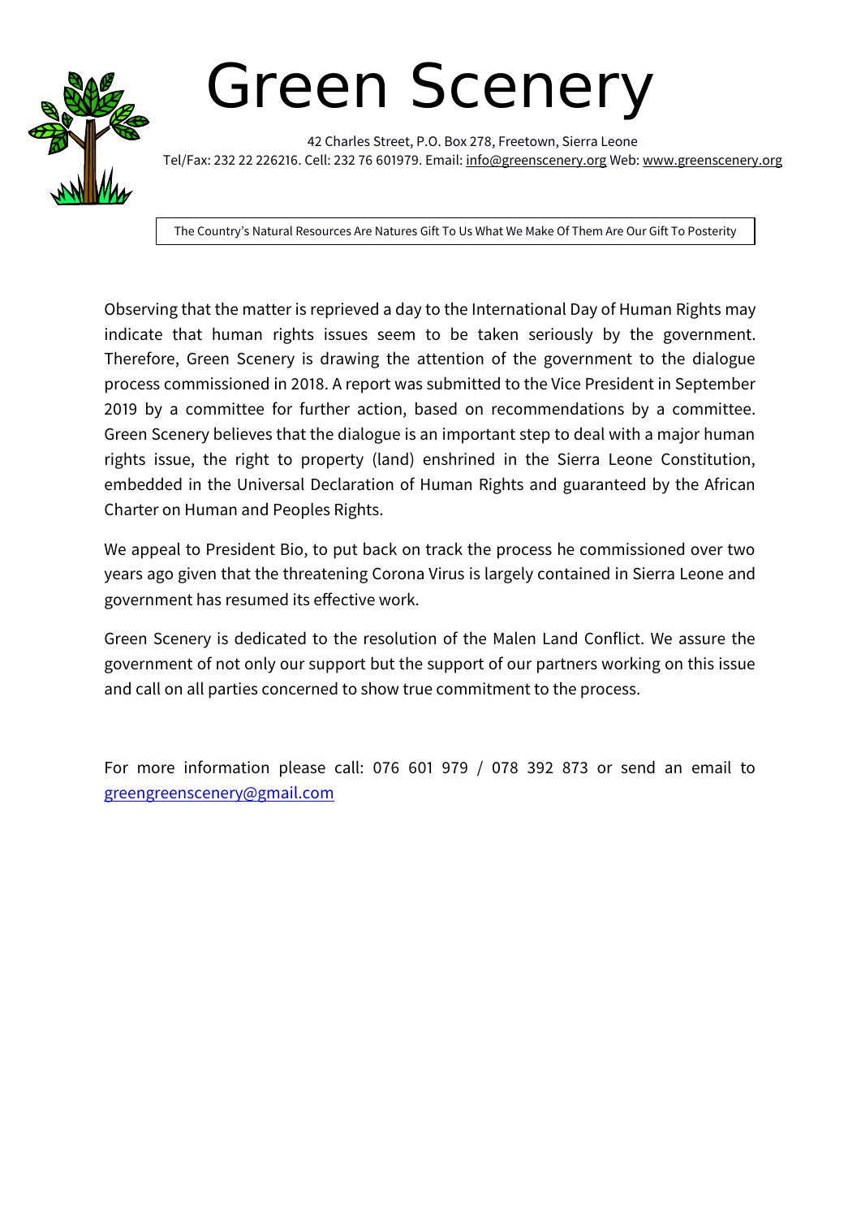# Green Scenery

42 Charles Street, P.O. Box 278, Freetown, Sierra Leone
Tel/Fax: 232 22 226216. Cell: 232 76 601979. Email: info@greenscenery.org Web: www.greenscenery.org

The Country's Natural Resources Are Natures Gift To Us What We Make Of Them Are Our Gift To Posterity

Observing that the matter is reprieved a day to the International Day of Human Rights may indicate that human rights issues seem to be taken seriously by the government. Therefore, Green Scenery is drawing the attention of the government to the dialogue process commissioned in 2018. A report was submitted to the Vice President in September 2019 by a committee for further action, based on recommendations by a committee. Green Scenery believes that the dialogue is an important step to deal with a major human rights issue, the right to property (land) enshrined in the Sierra Leone Constitution, embedded in the Universal Declaration of Human Rights and guaranteed by the African Charter on Human and Peoples Rights.

We appeal to President Bio, to put back on track the process he commissioned over two years ago given that the threatening Corona Virus is largely contained in Sierra Leone and government has resumed its effective work.

Green Scenery is dedicated to the resolution of the Malen Land Conflict. We assure the government of not only our support but the support of our partners working on this issue and call on all parties concerned to show true commitment to the process.

For more information please call: 076 601 979 / 078 392 873 or send an email to greengreenscenery@gmail.com